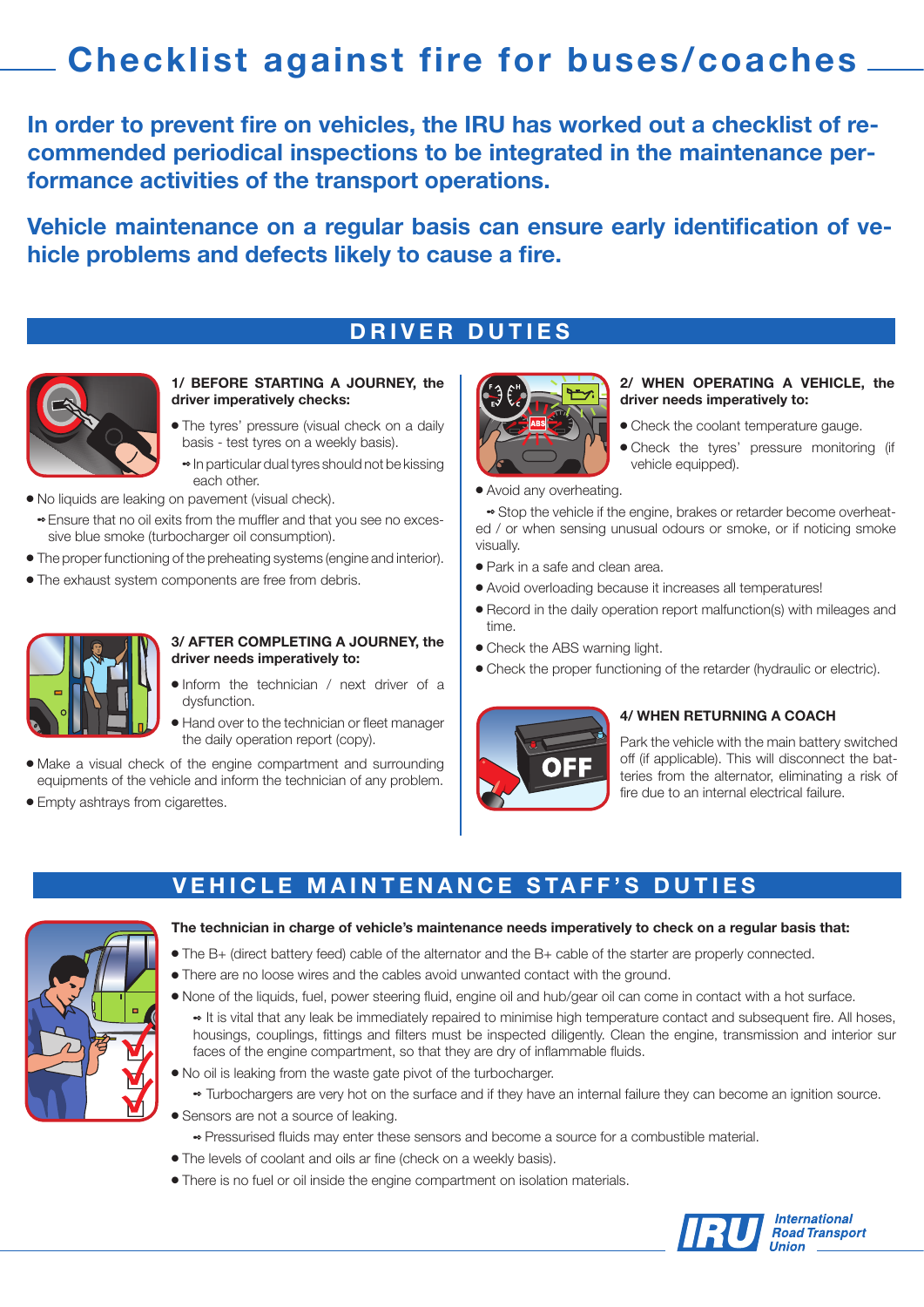# Checklist against fire for buses/coaches

**In order to prevent fire on vehicles, the IRU has worked out a checklist of recommended periodical inspections to be integrated in the maintenance performance activities of the transport operations.**

**Vehicle maintenance on a regular basis can ensure early identification of vehicle problems and defects likely to cause a fire.**

## DRIVER DUTIES

### 1/ BEFORE STARTING A JOURNEY, the driver imperatively checks:

- The tyres' pressure (visual check on a daily basis - test tyres on a weekly basis).
  - In particular dual tyres should not be kissing each other.
- No liquids are leaking on pavement (visual check).
  - Ensure that no oil exits from the muffler and that you see no excessive blue smoke (turbocharger oil consumption).
- The proper functioning of the preheating systems (engine and interior).
- The exhaust system components are free from debris.

### 3/ AFTER COMPLETING A JOURNEY, the driver needs imperatively to:

- Inform the technician / next driver of a dysfunction.
- Hand over to the technician or fleet manager the daily operation report (copy).
- Make a visual check of the engine compartment and surrounding equipments of the vehicle and inform the technician of any problem.
- Empty ashtrays from cigarettes.

### 2/ WHEN OPERATING A VEHICLE, the driver needs imperatively to:

- Check the coolant temperature gauge.
- Check the tyres' pressure monitoring (if vehicle equipped).
- Avoid any overheating.
  - Stop the vehicle if the engine, brakes or retarder become overheated / or when sensing unusual odours or smoke, or if noticing smoke visually.
- Park in a safe and clean area.
- Avoid overloading because it increases all temperatures!
- Record in the daily operation report malfunction(s) with mileages and time.
- Check the ABS warning light.
- Check the proper functioning of the retarder (hydraulic or electric).

### 4/ WHEN RETURNING A COACH

Park the vehicle with the main battery switched off (if applicable). This will disconnect the batteries from the alternator, eliminating a risk of fire due to an internal electrical failure.

## VEHICLE MAINTENANCE STAFF'S DUTIES

**The technician in charge of vehicle's maintenance needs imperatively to check on a regular basis that:**

- The B+ (direct battery feed) cable of the alternator and the B+ cable of the starter are properly connected.
- There are no loose wires and the cables avoid unwanted contact with the ground.
- None of the liquids, fuel, power steering fluid, engine oil and hub/gear oil can come in contact with a hot surface.
  - It is vital that any leak be immediately repaired to minimise high temperature contact and subsequent fire. All hoses, housings, couplings, fittings and filters must be inspected diligently. Clean the engine, transmission and interior surfaces of the engine compartment, so that they are dry of inflammable fluids.
- No oil is leaking from the waste gate pivot of the turbocharger.
  - Turbochargers are very hot on the surface and if they have an internal failure they can become an ignition source.
- Sensors are not a source of leaking.
  - Pressurised fluids may enter these sensors and become a source for a combustible material.
- The levels of coolant and oils ar fine (check on a weekly basis).
- There is no fuel or oil inside the engine compartment on isolation materials.

IRU International Road Transport Union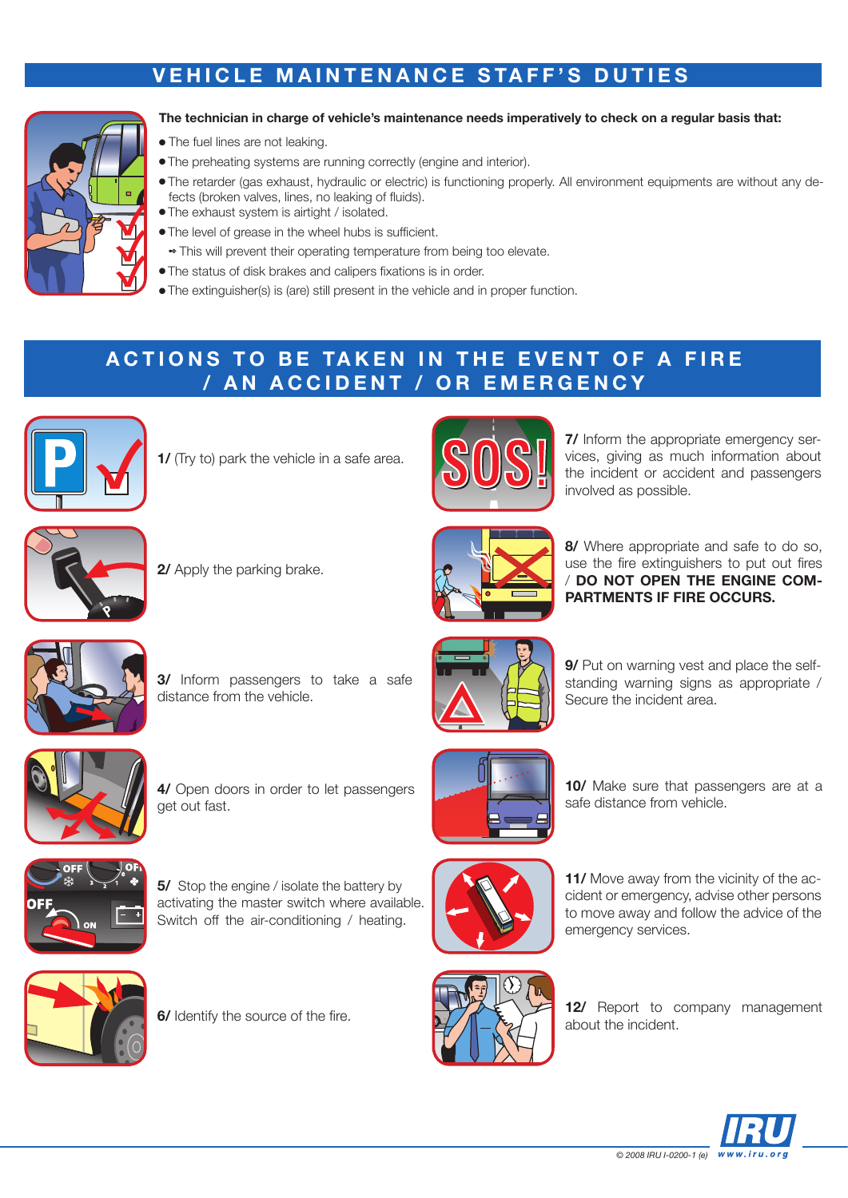## VEHICLE MAINTENANCE STAFF'S DUTIES

**The technician in charge of vehicle's maintenance needs imperatively to check on a regular basis that:**

- The fuel lines are not leaking.
- The preheating systems are running correctly (engine and interior).
- The retarder (gas exhaust, hydraulic or electric) is functioning properly. All environment equipments are without any defects (broken valves, lines, no leaking of fluids).
- The exhaust system is airtight / isolated.
- The level of grease in the wheel hubs is sufficient.
  - ➾ This will prevent their operating temperature from being too elevate.
- The status of disk brakes and calipers fixations is in order.
- The extinguisher(s) is (are) still present in the vehicle and in proper function.

## ACTIONS TO BE TAKEN IN THE EVENT OF A FIRE / AN ACCIDENT / OR EMERGENCY

**1/** (Try to) park the vehicle in a safe area.

**2/** Apply the parking brake.

**3/** Inform passengers to take a safe distance from the vehicle.

**4/** Open doors in order to let passengers get out fast.

**5/** Stop the engine / isolate the battery by activating the master switch where available. Switch off the air-conditioning / heating.

**6/** Identify the source of the fire.

**7/** Inform the appropriate emergency services, giving as much information about the incident or accident and passengers involved as possible.

**8/** Where appropriate and safe to do so, use the fire extinguishers to put out fires / **DO NOT OPEN THE ENGINE COMPARTMENTS IF FIRE OCCURS.**

**9/** Put on warning vest and place the self-standing warning signs as appropriate / Secure the incident area.

**10/** Make sure that passengers are at a safe distance from vehicle.

**11/** Move away from the vicinity of the accident or emergency, advise other persons to move away and follow the advice of the emergency services.

**12/** Report to company management about the incident.

© 2008 IRU I-0200-1 (e) www.iru.org